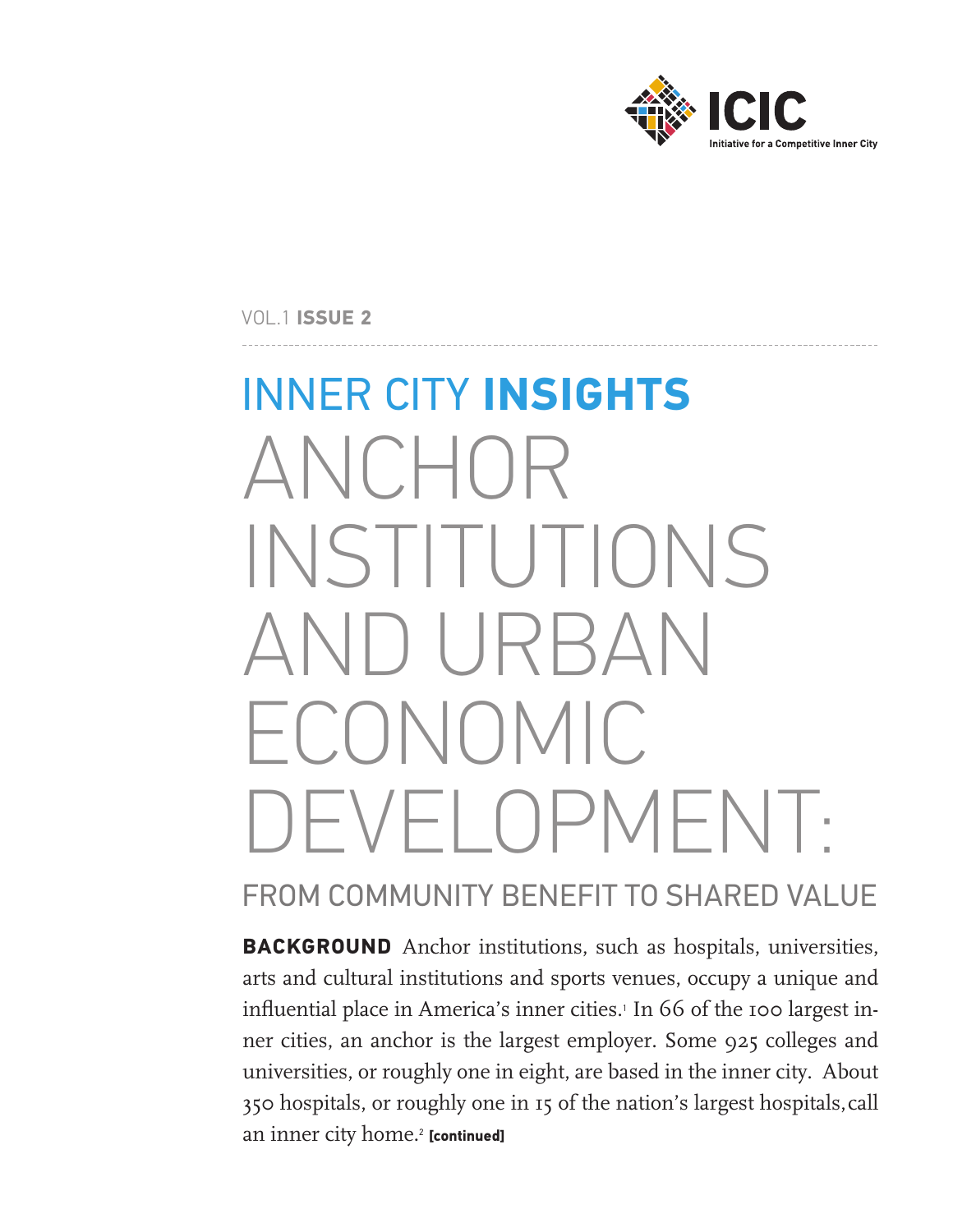ICIC

Initiative for a Competitive Inner City

VOL.1 **ISSUE 2**

# INNER CITY **INSIGHTS**

# ANCHOR INSTITUTIONS AND URBAN ECONOMIC DEVELOPMENT:

## FROM COMMUNITY BENEFIT TO SHARED VALUE

**BACKGROUND** Anchor institutions, such as hospitals, universities, arts and cultural institutions and sports venues, occupy a unique and influential place in America's inner cities.[1] In 66 of the 100 largest inner cities, an anchor is the largest employer. Some 925 colleges and universities, or roughly one in eight, are based in the inner city. About 350 hospitals, or roughly one in 15 of the nation's largest hospitals, call an inner city home.[2] **[continued]**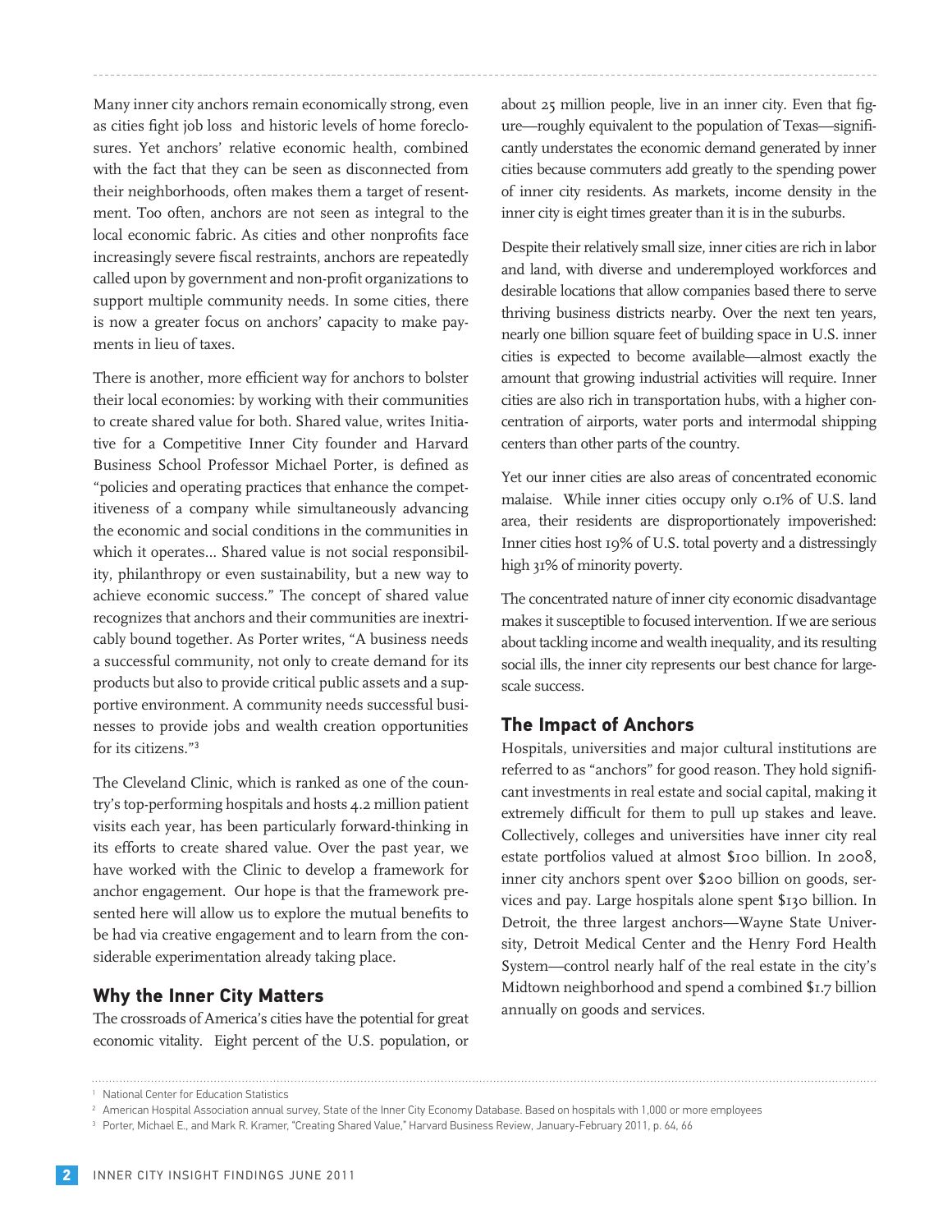Many inner city anchors remain economically strong, even as cities fight job loss and historic levels of home foreclosures. Yet anchors' relative economic health, combined with the fact that they can be seen as disconnected from their neighborhoods, often makes them a target of resentment. Too often, anchors are not seen as integral to the local economic fabric. As cities and other nonprofits face increasingly severe fiscal restraints, anchors are repeatedly called upon by government and non-profit organizations to support multiple community needs. In some cities, there is now a greater focus on anchors' capacity to make payments in lieu of taxes.

There is another, more efficient way for anchors to bolster their local economies: by working with their communities to create shared value for both. Shared value, writes Initiative for a Competitive Inner City founder and Harvard Business School Professor Michael Porter, is defined as "policies and operating practices that enhance the competitiveness of a company while simultaneously advancing the economic and social conditions in the communities in which it operates... Shared value is not social responsibility, philanthropy or even sustainability, but a new way to achieve economic success." The concept of shared value recognizes that anchors and their communities are inextricably bound together. As Porter writes, "A business needs a successful community, not only to create demand for its products but also to provide critical public assets and a supportive environment. A community needs successful businesses to provide jobs and wealth creation opportunities for its citizens."[3]

The Cleveland Clinic, which is ranked as one of the country's top-performing hospitals and hosts 4.2 million patient visits each year, has been particularly forward-thinking in its efforts to create shared value. Over the past year, we have worked with the Clinic to develop a framework for anchor engagement. Our hope is that the framework presented here will allow us to explore the mutual benefits to be had via creative engagement and to learn from the considerable experimentation already taking place.

## Why the Inner City Matters

The crossroads of America's cities have the potential for great economic vitality. Eight percent of the U.S. population, or about 25 million people, live in an inner city. Even that figure—roughly equivalent to the population of Texas—significantly understates the economic demand generated by inner cities because commuters add greatly to the spending power of inner city residents. As markets, income density in the inner city is eight times greater than it is in the suburbs.

Despite their relatively small size, inner cities are rich in labor and land, with diverse and underemployed workforces and desirable locations that allow companies based there to serve thriving business districts nearby. Over the next ten years, nearly one billion square feet of building space in U.S. inner cities is expected to become available—almost exactly the amount that growing industrial activities will require. Inner cities are also rich in transportation hubs, with a higher concentration of airports, water ports and intermodal shipping centers than other parts of the country.

Yet our inner cities are also areas of concentrated economic malaise. While inner cities occupy only 0.1% of U.S. land area, their residents are disproportionately impoverished: Inner cities host 19% of U.S. total poverty and a distressingly high 31% of minority poverty.

The concentrated nature of inner city economic disadvantage makes it susceptible to focused intervention. If we are serious about tackling income and wealth inequality, and its resulting social ills, the inner city represents our best chance for large-scale success.

## The Impact of Anchors

Hospitals, universities and major cultural institutions are referred to as "anchors" for good reason. They hold significant investments in real estate and social capital, making it extremely difficult for them to pull up stakes and leave. Collectively, colleges and universities have inner city real estate portfolios valued at almost $100 billion. In 2008, inner city anchors spent over $200 billion on goods, services and pay. Large hospitals alone spent $130 billion. In Detroit, the three largest anchors—Wayne State University, Detroit Medical Center and the Henry Ford Health System—control nearly half of the real estate in the city's Midtown neighborhood and spend a combined $1.7 billion annually on goods and services.

---

[1] National Center for Education Statistics

[2] American Hospital Association annual survey, State of the Inner City Economy Database. Based on hospitals with 1,000 or more employees

[3] Porter, Michael E., and Mark R. Kramer, "Creating Shared Value," Harvard Business Review, January-February 2011, p. 64, 66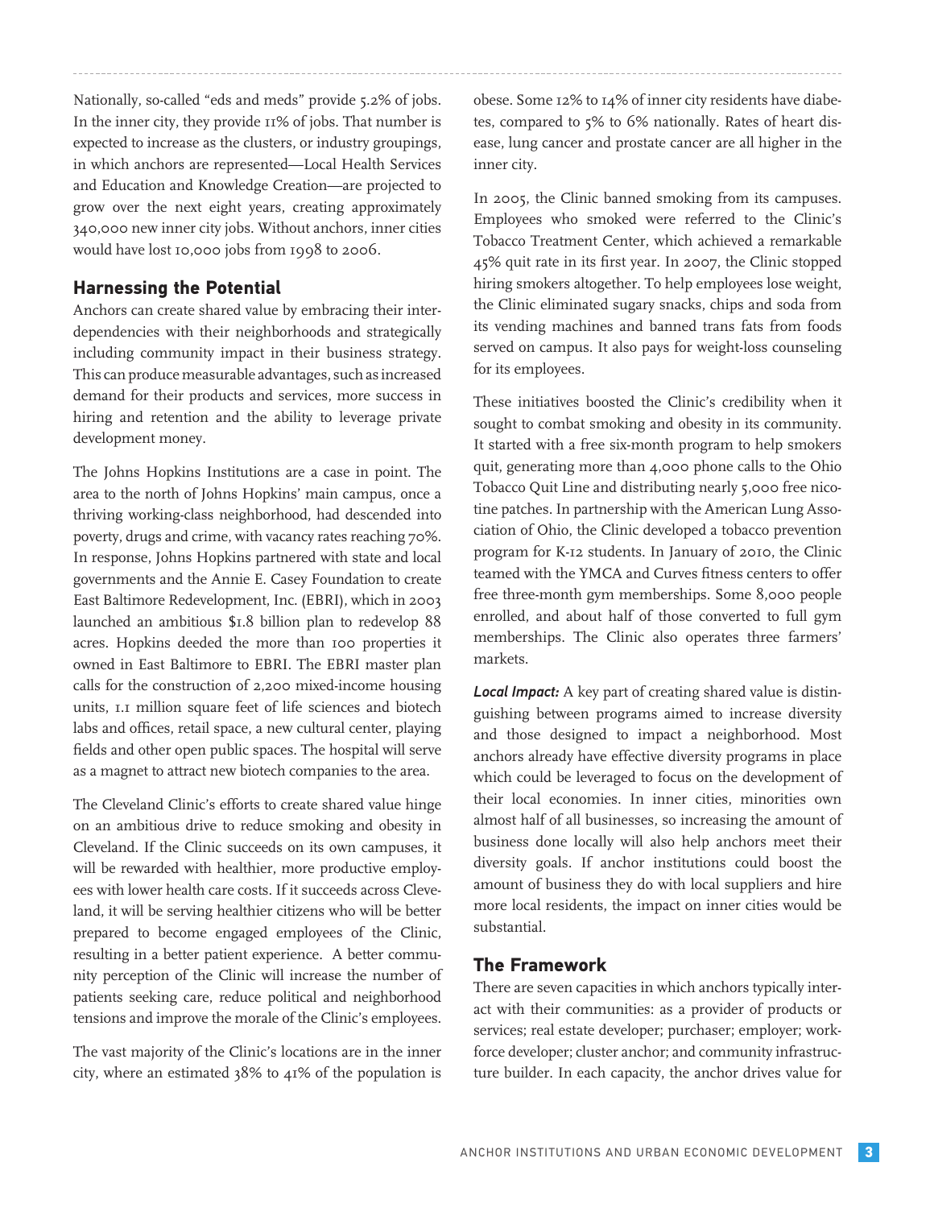Nationally, so-called "eds and meds" provide 5.2% of jobs. In the inner city, they provide 11% of jobs. That number is expected to increase as the clusters, or industry groupings, in which anchors are represented—Local Health Services and Education and Knowledge Creation—are projected to grow over the next eight years, creating approximately 340,000 new inner city jobs. Without anchors, inner cities would have lost 10,000 jobs from 1998 to 2006.

## Harnessing the Potential

Anchors can create shared value by embracing their interdependencies with their neighborhoods and strategically including community impact in their business strategy. This can produce measurable advantages, such as increased demand for their products and services, more success in hiring and retention and the ability to leverage private development money.

The Johns Hopkins Institutions are a case in point. The area to the north of Johns Hopkins' main campus, once a thriving working-class neighborhood, had descended into poverty, drugs and crime, with vacancy rates reaching 70%. In response, Johns Hopkins partnered with state and local governments and the Annie E. Casey Foundation to create East Baltimore Redevelopment, Inc. (EBRI), which in 2003 launched an ambitious $1.8 billion plan to redevelop 88 acres. Hopkins deeded the more than 100 properties it owned in East Baltimore to EBRI. The EBRI master plan calls for the construction of 2,200 mixed-income housing units, 1.1 million square feet of life sciences and biotech labs and offices, retail space, a new cultural center, playing fields and other open public spaces. The hospital will serve as a magnet to attract new biotech companies to the area.

The Cleveland Clinic's efforts to create shared value hinge on an ambitious drive to reduce smoking and obesity in Cleveland. If the Clinic succeeds on its own campuses, it will be rewarded with healthier, more productive employees with lower health care costs. If it succeeds across Cleveland, it will be serving healthier citizens who will be better prepared to become engaged employees of the Clinic, resulting in a better patient experience. A better community perception of the Clinic will increase the number of patients seeking care, reduce political and neighborhood tensions and improve the morale of the Clinic's employees.

The vast majority of the Clinic's locations are in the inner city, where an estimated 38% to 41% of the population is obese. Some 12% to 14% of inner city residents have diabetes, compared to 5% to 6% nationally. Rates of heart disease, lung cancer and prostate cancer are all higher in the inner city.

In 2005, the Clinic banned smoking from its campuses. Employees who smoked were referred to the Clinic's Tobacco Treatment Center, which achieved a remarkable 45% quit rate in its first year. In 2007, the Clinic stopped hiring smokers altogether. To help employees lose weight, the Clinic eliminated sugary snacks, chips and soda from its vending machines and banned trans fats from foods served on campus. It also pays for weight-loss counseling for its employees.

These initiatives boosted the Clinic's credibility when it sought to combat smoking and obesity in its community. It started with a free six-month program to help smokers quit, generating more than 4,000 phone calls to the Ohio Tobacco Quit Line and distributing nearly 5,000 free nicotine patches. In partnership with the American Lung Association of Ohio, the Clinic developed a tobacco prevention program for K-12 students. In January of 2010, the Clinic teamed with the YMCA and Curves fitness centers to offer free three-month gym memberships. Some 8,000 people enrolled, and about half of those converted to full gym memberships. The Clinic also operates three farmers' markets.

***Local Impact:*** A key part of creating shared value is distinguishing between programs aimed to increase diversity and those designed to impact a neighborhood. Most anchors already have effective diversity programs in place which could be leveraged to focus on the development of their local economies. In inner cities, minorities own almost half of all businesses, so increasing the amount of business done locally will also help anchors meet their diversity goals. If anchor institutions could boost the amount of business they do with local suppliers and hire more local residents, the impact on inner cities would be substantial.

## The Framework

There are seven capacities in which anchors typically interact with their communities: as a provider of products or services; real estate developer; purchaser; employer; workforce developer; cluster anchor; and community infrastructure builder. In each capacity, the anchor drives value for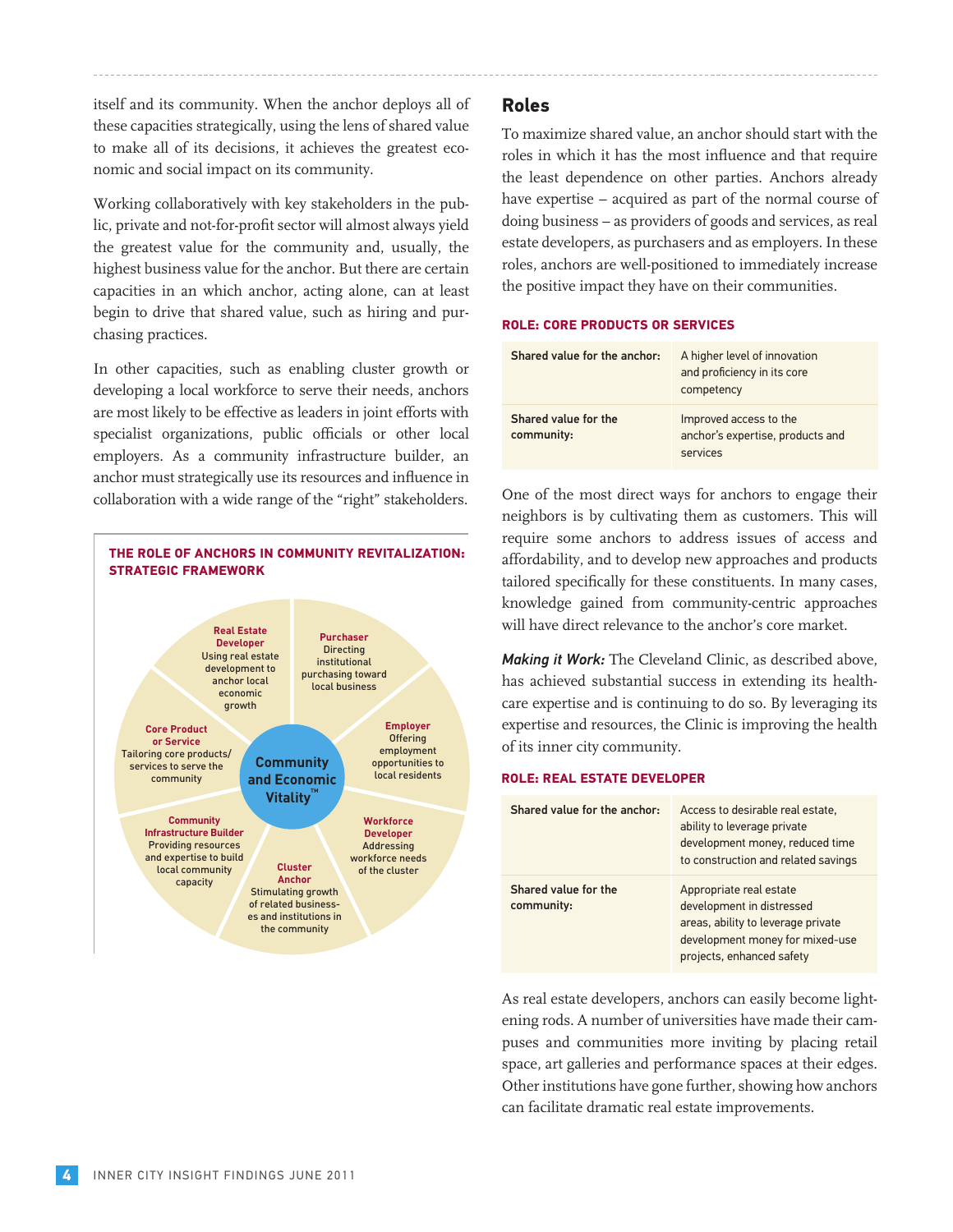itself and its community. When the anchor deploys all of these capacities strategically, using the lens of shared value to make all of its decisions, it achieves the greatest economic and social impact on its community.

Working collaboratively with key stakeholders in the public, private and not-for-profit sector will almost always yield the greatest value for the community and, usually, the highest business value for the anchor. But there are certain capacities in an which anchor, acting alone, can at least begin to drive that shared value, such as hiring and purchasing practices.

In other capacities, such as enabling cluster growth or developing a local workforce to serve their needs, anchors are most likely to be effective as leaders in joint efforts with specialist organizations, public officials or other local employers. As a community infrastructure builder, an anchor must strategically use its resources and influence in collaboration with a wide range of the "right" stakeholders.

**THE ROLE OF ANCHORS IN COMMUNITY REVITALIZATION: STRATEGIC FRAMEWORK**

Community and Economic Vitality™

- **Real Estate Developer** — Using real estate development to anchor local economic growth
- **Purchaser** — Directing institutional purchasing toward local business
- **Employer** — Offering employment opportunities to local residents
- **Workforce Developer** — Addressing workforce needs of the cluster
- **Cluster Anchor** — Stimulating growth of related businesses and institutions in the community
- **Community Infrastructure Builder** — Providing resources and expertise to build local community capacity
- **Core Product or Service** — Tailoring core products/services to serve the community

## Roles

To maximize shared value, an anchor should start with the roles in which it has the most influence and that require the least dependence on other parties. Anchors already have expertise – acquired as part of the normal course of doing business – as providers of goods and services, as real estate developers, as purchasers and as employers. In these roles, anchors are well-positioned to immediately increase the positive impact they have on their communities.

### ROLE: CORE PRODUCTS OR SERVICES

| | |
|---|---|
| **Shared value for the anchor:** | A higher level of innovation and proficiency in its core competency |
| **Shared value for the community:** | Improved access to the anchor's expertise, products and services |

One of the most direct ways for anchors to engage their neighbors is by cultivating them as customers. This will require some anchors to address issues of access and affordability, and to develop new approaches and products tailored specifically for these constituents. In many cases, knowledge gained from community-centric approaches will have direct relevance to the anchor's core market.

***Making it Work:*** The Cleveland Clinic, as described above, has achieved substantial success in extending its healthcare expertise and is continuing to do so. By leveraging its expertise and resources, the Clinic is improving the health of its inner city community.

### ROLE: REAL ESTATE DEVELOPER

| | |
|---|---|
| **Shared value for the anchor:** | Access to desirable real estate, ability to leverage private development money, reduced time to construction and related savings |
| **Shared value for the community:** | Appropriate real estate development in distressed areas, ability to leverage private development money for mixed-use projects, enhanced safety |

As real estate developers, anchors can easily become lightening rods. A number of universities have made their campuses and communities more inviting by placing retail space, art galleries and performance spaces at their edges. Other institutions have gone further, showing how anchors can facilitate dramatic real estate improvements.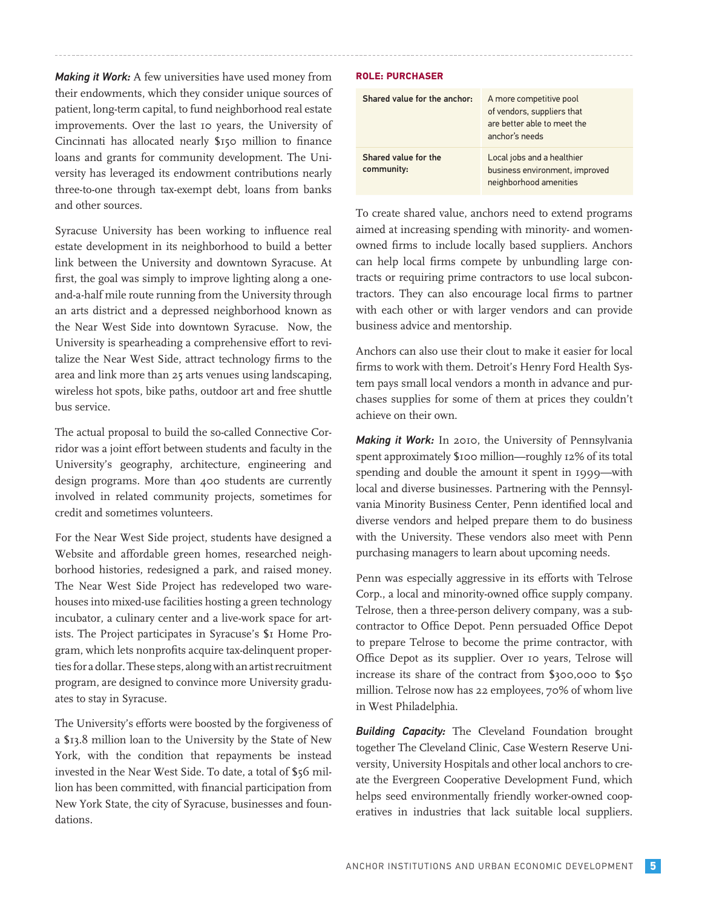***Making it Work:*** A few universities have used money from their endowments, which they consider unique sources of patient, long-term capital, to fund neighborhood real estate improvements. Over the last 10 years, the University of Cincinnati has allocated nearly $150 million to finance loans and grants for community development. The University has leveraged its endowment contributions nearly three-to-one through tax-exempt debt, loans from banks and other sources.

Syracuse University has been working to influence real estate development in its neighborhood to build a better link between the University and downtown Syracuse. At first, the goal was simply to improve lighting along a one-and-a-half mile route running from the University through an arts district and a depressed neighborhood known as the Near West Side into downtown Syracuse. Now, the University is spearheading a comprehensive effort to revitalize the Near West Side, attract technology firms to the area and link more than 25 arts venues using landscaping, wireless hot spots, bike paths, outdoor art and free shuttle bus service.

The actual proposal to build the so-called Connective Corridor was a joint effort between students and faculty in the University's geography, architecture, engineering and design programs. More than 400 students are currently involved in related community projects, sometimes for credit and sometimes volunteers.

For the Near West Side project, students have designed a Website and affordable green homes, researched neighborhood histories, redesigned a park, and raised money. The Near West Side Project has redeveloped two warehouses into mixed-use facilities hosting a green technology incubator, a culinary center and a live-work space for artists. The Project participates in Syracuse's $1 Home Program, which lets nonprofits acquire tax-delinquent properties for a dollar. These steps, along with an artist recruitment program, are designed to convince more University graduates to stay in Syracuse.

The University's efforts were boosted by the forgiveness of a $13.8 million loan to the University by the State of New York, with the condition that repayments be instead invested in the Near West Side. To date, a total of $56 million has been committed, with financial participation from New York State, the city of Syracuse, businesses and foundations.

**ROLE: PURCHASER**

| | |
|---|---|
| **Shared value for the anchor:** | A more competitive pool of vendors, suppliers that are better able to meet the anchor's needs |
| **Shared value for the community:** | Local jobs and a healthier business environment, improved neighborhood amenities |

To create shared value, anchors need to extend programs aimed at increasing spending with minority- and women-owned firms to include locally based suppliers. Anchors can help local firms compete by unbundling large contracts or requiring prime contractors to use local subcontractors. They can also encourage local firms to partner with each other or with larger vendors and can provide business advice and mentorship.

Anchors can also use their clout to make it easier for local firms to work with them. Detroit's Henry Ford Health System pays small local vendors a month in advance and purchases supplies for some of them at prices they couldn't achieve on their own.

***Making it Work:*** In 2010, the University of Pennsylvania spent approximately $100 million—roughly 12% of its total spending and double the amount it spent in 1999—with local and diverse businesses. Partnering with the Pennsylvania Minority Business Center, Penn identified local and diverse vendors and helped prepare them to do business with the University. These vendors also meet with Penn purchasing managers to learn about upcoming needs.

Penn was especially aggressive in its efforts with Telrose Corp., a local and minority-owned office supply company. Telrose, then a three-person delivery company, was a subcontractor to Office Depot. Penn persuaded Office Depot to prepare Telrose to become the prime contractor, with Office Depot as its supplier. Over 10 years, Telrose will increase its share of the contract from $300,000 to $50 million. Telrose now has 22 employees, 70% of whom live in West Philadelphia.

***Building Capacity:*** The Cleveland Foundation brought together The Cleveland Clinic, Case Western Reserve University, University Hospitals and other local anchors to create the Evergreen Cooperative Development Fund, which helps seed environmentally friendly worker-owned cooperatives in industries that lack suitable local suppliers.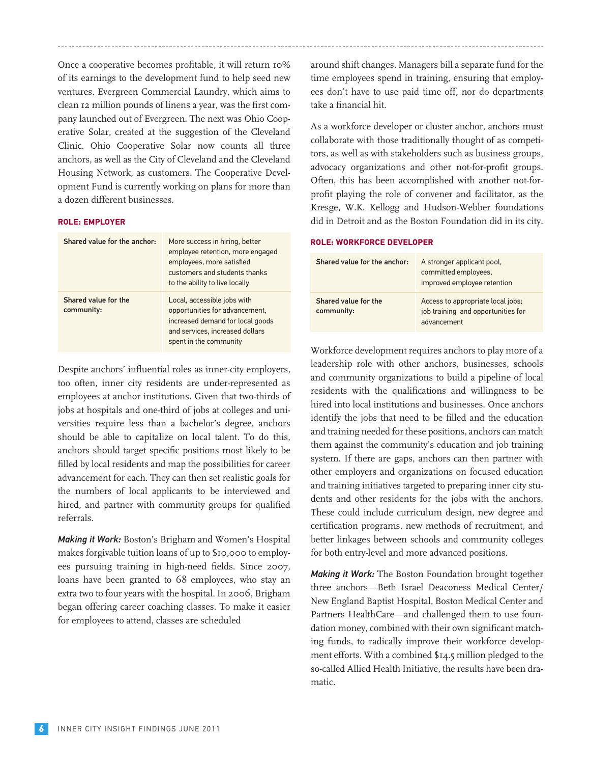Once a cooperative becomes profitable, it will return 10% of its earnings to the development fund to help seed new ventures. Evergreen Commercial Laundry, which aims to clean 12 million pounds of linens a year, was the first company launched out of Evergreen. The next was Ohio Cooperative Solar, created at the suggestion of the Cleveland Clinic. Ohio Cooperative Solar now counts all three anchors, as well as the City of Cleveland and the Cleveland Housing Network, as customers. The Cooperative Development Fund is currently working on plans for more than a dozen different businesses.

#### ROLE: EMPLOYER

| | |
|---|---|
| **Shared value for the anchor:** | More success in hiring, better employee retention, more engaged employees, more satisfied customers and students thanks to the ability to live locally |
| **Shared value for the community:** | Local, accessible jobs with opportunities for advancement, increased demand for local goods and services, increased dollars spent in the community |

Despite anchors' influential roles as inner-city employers, too often, inner city residents are under-represented as employees at anchor institutions. Given that two-thirds of jobs at hospitals and one-third of jobs at colleges and universities require less than a bachelor's degree, anchors should be able to capitalize on local talent. To do this, anchors should target specific positions most likely to be filled by local residents and map the possibilities for career advancement for each. They can then set realistic goals for the numbers of local applicants to be interviewed and hired, and partner with community groups for qualified referrals.

***Making it Work:*** Boston's Brigham and Women's Hospital makes forgivable tuition loans of up to $10,000 to employees pursuing training in high-need fields. Since 2007, loans have been granted to 68 employees, who stay an extra two to four years with the hospital. In 2006, Brigham began offering career coaching classes. To make it easier for employees to attend, classes are scheduled around shift changes. Managers bill a separate fund for the time employees spend in training, ensuring that employees don't have to use paid time off, nor do departments take a financial hit.

As a workforce developer or cluster anchor, anchors must collaborate with those traditionally thought of as competitors, as well as with stakeholders such as business groups, advocacy organizations and other not-for-profit groups. Often, this has been accomplished with another not-for-profit playing the role of convener and facilitator, as the Kresge, W.K. Kellogg and Hudson-Webber foundations did in Detroit and as the Boston Foundation did in its city.

#### ROLE: WORKFORCE DEVELOPER

| | |
|---|---|
| **Shared value for the anchor:** | A stronger applicant pool, committed employees, improved employee retention |
| **Shared value for the community:** | Access to appropriate local jobs; job training and opportunities for advancement |

Workforce development requires anchors to play more of a leadership role with other anchors, businesses, schools and community organizations to build a pipeline of local residents with the qualifications and willingness to be hired into local institutions and businesses. Once anchors identify the jobs that need to be filled and the education and training needed for these positions, anchors can match them against the community's education and job training system. If there are gaps, anchors can then partner with other employers and organizations on focused education and training initiatives targeted to preparing inner city students and other residents for the jobs with the anchors. These could include curriculum design, new degree and certification programs, new methods of recruitment, and better linkages between schools and community colleges for both entry-level and more advanced positions.

***Making it Work:*** The Boston Foundation brought together three anchors—Beth Israel Deaconess Medical Center/New England Baptist Hospital, Boston Medical Center and Partners HealthCare—and challenged them to use foundation money, combined with their own significant matching funds, to radically improve their workforce development efforts. With a combined $14.5 million pledged to the so-called Allied Health Initiative, the results have been dramatic.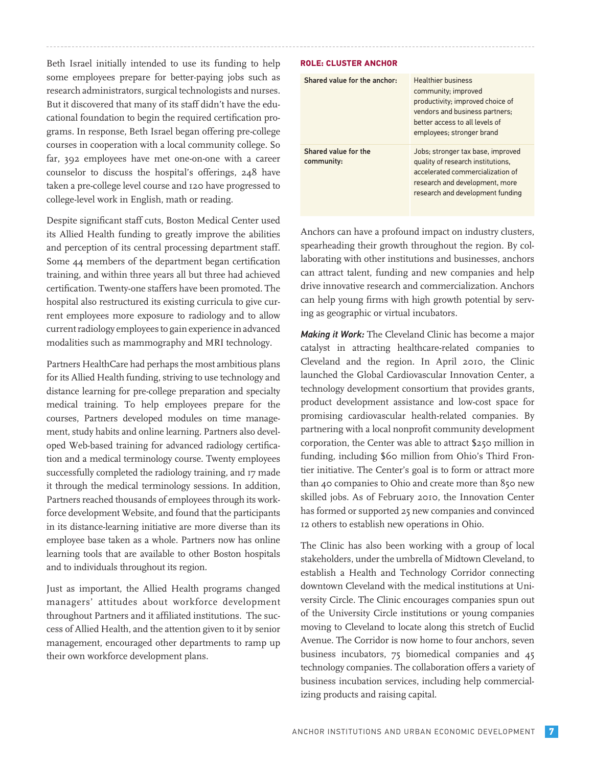Beth Israel initially intended to use its funding to help some employees prepare for better-paying jobs such as research administrators, surgical technologists and nurses. But it discovered that many of its staff didn't have the educational foundation to begin the required certification programs. In response, Beth Israel began offering pre-college courses in cooperation with a local community college. So far, 392 employees have met one-on-one with a career counselor to discuss the hospital's offerings, 248 have taken a pre-college level course and 120 have progressed to college-level work in English, math or reading.

Despite significant staff cuts, Boston Medical Center used its Allied Health funding to greatly improve the abilities and perception of its central processing department staff. Some 44 members of the department began certification training, and within three years all but three had achieved certification. Twenty-one staffers have been promoted. The hospital also restructured its existing curricula to give current employees more exposure to radiology and to allow current radiology employees to gain experience in advanced modalities such as mammography and MRI technology.

Partners HealthCare had perhaps the most ambitious plans for its Allied Health funding, striving to use technology and distance learning for pre-college preparation and specialty medical training. To help employees prepare for the courses, Partners developed modules on time management, study habits and online learning. Partners also developed Web-based training for advanced radiology certification and a medical terminology course. Twenty employees successfully completed the radiology training, and 17 made it through the medical terminology sessions. In addition, Partners reached thousands of employees through its workforce development Website, and found that the participants in its distance-learning initiative are more diverse than its employee base taken as a whole. Partners now has online learning tools that are available to other Boston hospitals and to individuals throughout its region.

Just as important, the Allied Health programs changed managers' attitudes about workforce development throughout Partners and it affiliated institutions. The success of Allied Health, and the attention given to it by senior management, encouraged other departments to ramp up their own workforce development plans.

**ROLE: CLUSTER ANCHOR**

| | |
|---|---|
| **Shared value for the anchor:** | Healthier business community; improved productivity; improved choice of vendors and business partners; better access to all levels of employees; stronger brand |
| **Shared value for the community:** | Jobs; stronger tax base, improved quality of research institutions, accelerated commercialization of research and development, more research and development funding |

Anchors can have a profound impact on industry clusters, spearheading their growth throughout the region. By collaborating with other institutions and businesses, anchors can attract talent, funding and new companies and help drive innovative research and commercialization. Anchors can help young firms with high growth potential by serving as geographic or virtual incubators.

***Making it Work:*** The Cleveland Clinic has become a major catalyst in attracting healthcare-related companies to Cleveland and the region. In April 2010, the Clinic launched the Global Cardiovascular Innovation Center, a technology development consortium that provides grants, product development assistance and low-cost space for promising cardiovascular health-related companies. By partnering with a local nonprofit community development corporation, the Center was able to attract $250 million in funding, including $60 million from Ohio's Third Frontier initiative. The Center's goal is to form or attract more than 40 companies to Ohio and create more than 850 new skilled jobs. As of February 2010, the Innovation Center has formed or supported 25 new companies and convinced 12 others to establish new operations in Ohio.

The Clinic has also been working with a group of local stakeholders, under the umbrella of Midtown Cleveland, to establish a Health and Technology Corridor connecting downtown Cleveland with the medical institutions at University Circle. The Clinic encourages companies spun out of the University Circle institutions or young companies moving to Cleveland to locate along this stretch of Euclid Avenue. The Corridor is now home to four anchors, seven business incubators, 75 biomedical companies and 45 technology companies. The collaboration offers a variety of business incubation services, including help commercializing products and raising capital.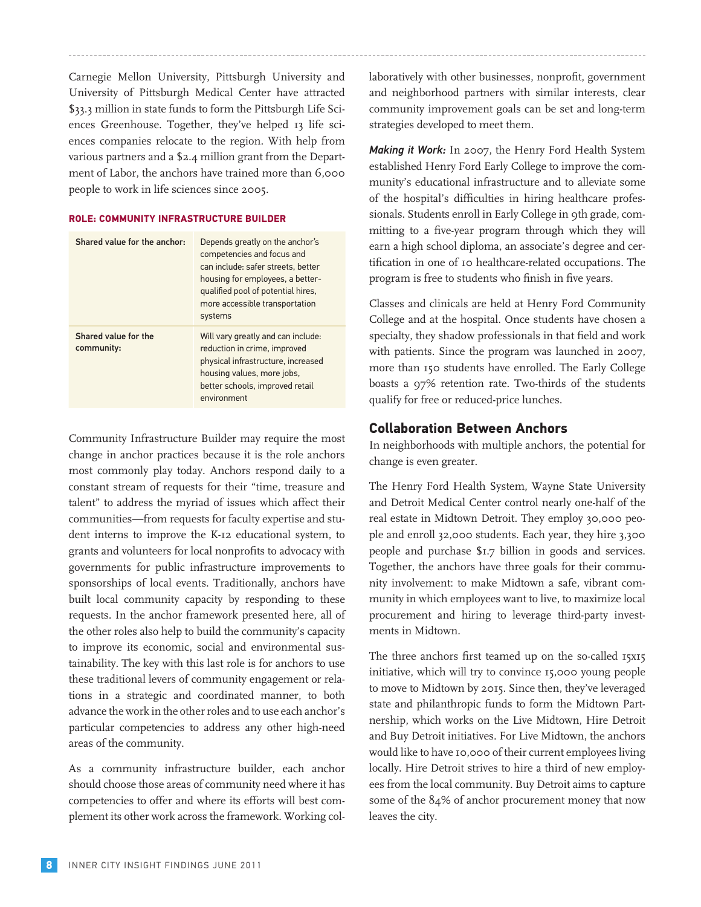Carnegie Mellon University, Pittsburgh University and University of Pittsburgh Medical Center have attracted $33.3 million in state funds to form the Pittsburgh Life Sciences Greenhouse. Together, they've helped 13 life sciences companies relocate to the region. With help from various partners and a $2.4 million grant from the Department of Labor, the anchors have trained more than 6,000 people to work in life sciences since 2005.

#### ROLE: COMMUNITY INFRASTRUCTURE BUILDER

| | |
|---|---|
| **Shared value for the anchor:** | Depends greatly on the anchor's competencies and focus and can include: safer streets, better housing for employees, a better-qualified pool of potential hires, more accessible transportation systems |
| **Shared value for the community:** | Will vary greatly and can include: reduction in crime, improved physical infrastructure, increased housing values, more jobs, better schools, improved retail environment |

Community Infrastructure Builder may require the most change in anchor practices because it is the role anchors most commonly play today. Anchors respond daily to a constant stream of requests for their "time, treasure and talent" to address the myriad of issues which affect their communities—from requests for faculty expertise and student interns to improve the K-12 educational system, to grants and volunteers for local nonprofits to advocacy with governments for public infrastructure improvements to sponsorships of local events. Traditionally, anchors have built local community capacity by responding to these requests. In the anchor framework presented here, all of the other roles also help to build the community's capacity to improve its economic, social and environmental sustainability. The key with this last role is for anchors to use these traditional levers of community engagement or relations in a strategic and coordinated manner, to both advance the work in the other roles and to use each anchor's particular competencies to address any other high-need areas of the community.

As a community infrastructure builder, each anchor should choose those areas of community need where it has competencies to offer and where its efforts will best complement its other work across the framework. Working collaboratively with other businesses, nonprofit, government and neighborhood partners with similar interests, clear community improvement goals can be set and long-term strategies developed to meet them.

***Making it Work:*** In 2007, the Henry Ford Health System established Henry Ford Early College to improve the community's educational infrastructure and to alleviate some of the hospital's difficulties in hiring healthcare professionals. Students enroll in Early College in 9th grade, committing to a five-year program through which they will earn a high school diploma, an associate's degree and certification in one of 10 healthcare-related occupations. The program is free to students who finish in five years.

Classes and clinicals are held at Henry Ford Community College and at the hospital. Once students have chosen a specialty, they shadow professionals in that field and work with patients. Since the program was launched in 2007, more than 150 students have enrolled. The Early College boasts a 97% retention rate. Two-thirds of the students qualify for free or reduced-price lunches.

### Collaboration Between Anchors

In neighborhoods with multiple anchors, the potential for change is even greater.

The Henry Ford Health System, Wayne State University and Detroit Medical Center control nearly one-half of the real estate in Midtown Detroit. They employ 30,000 people and enroll 32,000 students. Each year, they hire 3,300 people and purchase $1.7 billion in goods and services. Together, the anchors have three goals for their community involvement: to make Midtown a safe, vibrant community in which employees want to live, to maximize local procurement and hiring to leverage third-party investments in Midtown.

The three anchors first teamed up on the so-called 15x15 initiative, which will try to convince 15,000 young people to move to Midtown by 2015. Since then, they've leveraged state and philanthropic funds to form the Midtown Partnership, which works on the Live Midtown, Hire Detroit and Buy Detroit initiatives. For Live Midtown, the anchors would like to have 10,000 of their current employees living locally. Hire Detroit strives to hire a third of new employees from the local community. Buy Detroit aims to capture some of the 84% of anchor procurement money that now leaves the city.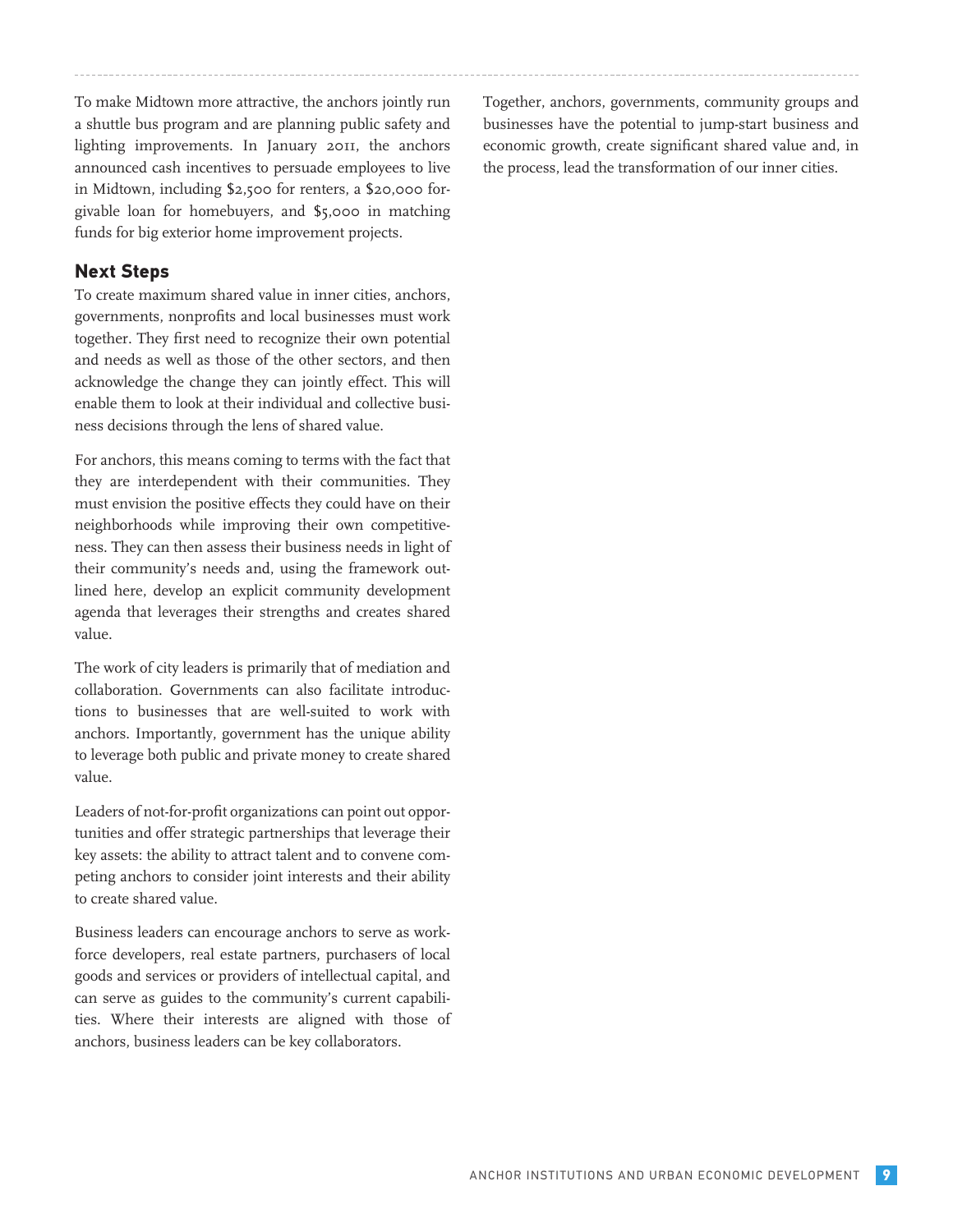To make Midtown more attractive, the anchors jointly run a shuttle bus program and are planning public safety and lighting improvements. In January 2011, the anchors announced cash incentives to persuade employees to live in Midtown, including $2,500 for renters, a $20,000 forgivable loan for homebuyers, and $5,000 in matching funds for big exterior home improvement projects.

## Next Steps

To create maximum shared value in inner cities, anchors, governments, nonprofits and local businesses must work together. They first need to recognize their own potential and needs as well as those of the other sectors, and then acknowledge the change they can jointly effect. This will enable them to look at their individual and collective business decisions through the lens of shared value.

For anchors, this means coming to terms with the fact that they are interdependent with their communities. They must envision the positive effects they could have on their neighborhoods while improving their own competitiveness. They can then assess their business needs in light of their community's needs and, using the framework outlined here, develop an explicit community development agenda that leverages their strengths and creates shared value.

The work of city leaders is primarily that of mediation and collaboration. Governments can also facilitate introductions to businesses that are well-suited to work with anchors. Importantly, government has the unique ability to leverage both public and private money to create shared value.

Leaders of not-for-profit organizations can point out opportunities and offer strategic partnerships that leverage their key assets: the ability to attract talent and to convene competing anchors to consider joint interests and their ability to create shared value.

Business leaders can encourage anchors to serve as workforce developers, real estate partners, purchasers of local goods and services or providers of intellectual capital, and can serve as guides to the community's current capabilities. Where their interests are aligned with those of anchors, business leaders can be key collaborators.

Together, anchors, governments, community groups and businesses have the potential to jump-start business and economic growth, create significant shared value and, in the process, lead the transformation of our inner cities.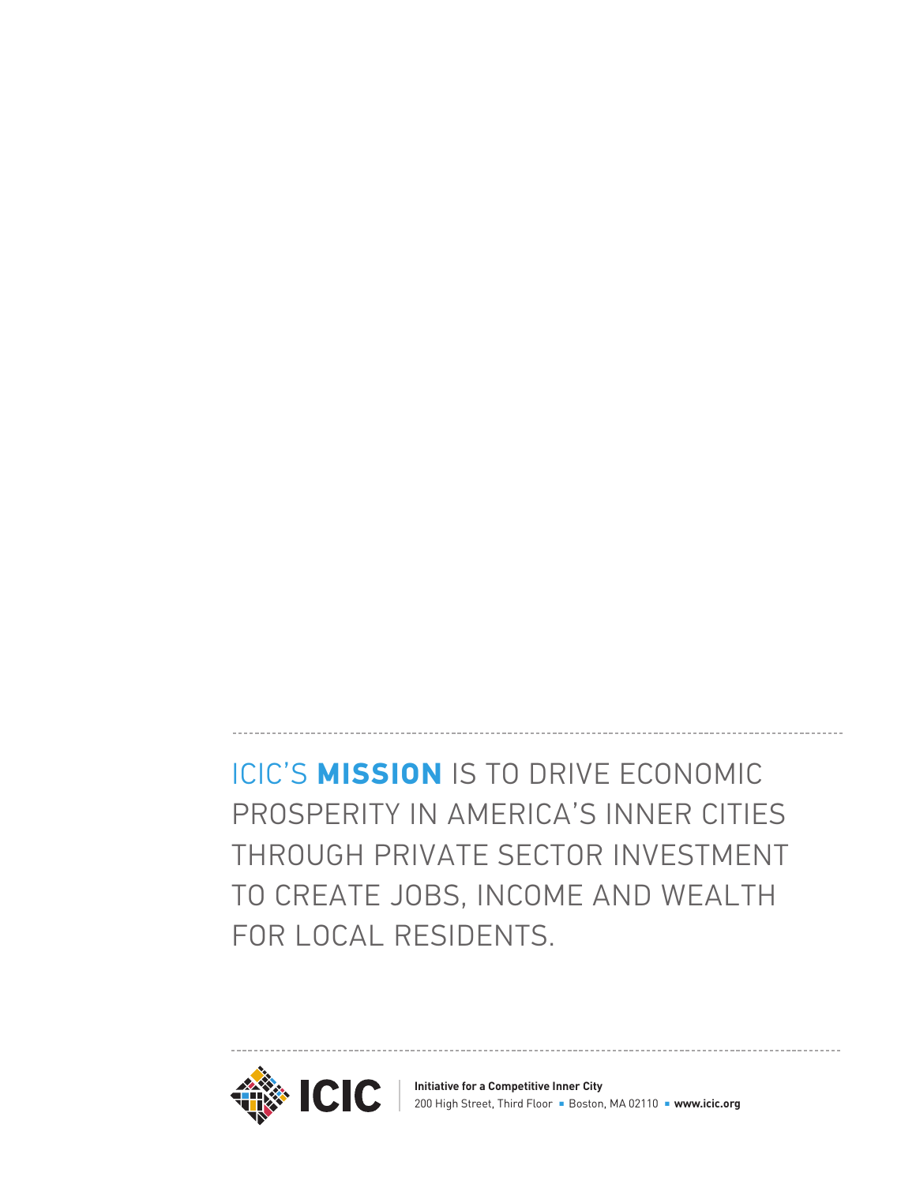ICIC'S **MISSION** IS TO DRIVE ECONOMIC PROSPERITY IN AMERICA'S INNER CITIES THROUGH PRIVATE SECTOR INVESTMENT TO CREATE JOBS, INCOME AND WEALTH FOR LOCAL RESIDENTS.

ICIC

**Initiative for a Competitive Inner City**
200 High Street, Third Floor ▪ Boston, MA 02110 ▪ **www.icic.org**